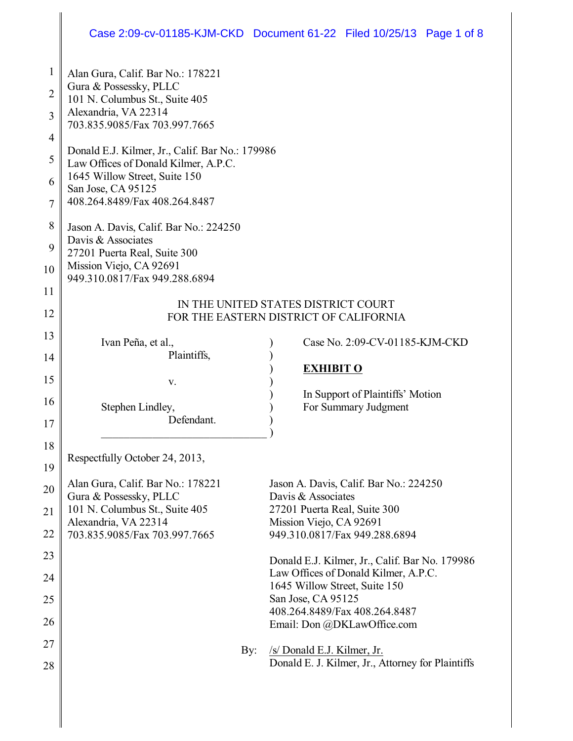Alan Gura, Calif. Bar No.: 178221
Gura & Possessky, PLLC
101 N. Columbus St., Suite 405
Alexandria, VA 22314
703.835.9085/Fax 703.997.7665

Donald E.J. Kilmer, Jr., Calif. Bar No.: 179986
Law Offices of Donald Kilmer, A.P.C.
1645 Willow Street, Suite 150
San Jose, CA 95125
408.264.8489/Fax 408.264.8487

Jason A. Davis, Calif. Bar No.: 224250
Davis & Associates
27201 Puerta Real, Suite 300
Mission Viejo, CA 92691
949.310.0817/Fax 949.288.6894

IN THE UNITED STATES DISTRICT COURT
FOR THE EASTERN DISTRICT OF CALIFORNIA

| | |
|---|---|
| Ivan Peña, et al., Plaintiffs, v. Stephen Lindley, Defendant. | Case No. 2:09-CV-01185-KJM-CKD **EXHIBIT O** In Support of Plaintiffs' Motion For Summary Judgment |

Respectfully October 24, 2013,

Alan Gura, Calif. Bar No.: 178221
Gura & Possessky, PLLC
101 N. Columbus St., Suite 405
Alexandria, VA 22314
703.835.9085/Fax 703.997.7665

Jason A. Davis, Calif. Bar No.: 224250
Davis & Associates
27201 Puerta Real, Suite 300
Mission Viejo, CA 92691
949.310.0817/Fax 949.288.6894

Donald E.J. Kilmer, Jr., Calif. Bar No. 179986
Law Offices of Donald Kilmer, A.P.C.
1645 Willow Street, Suite 150
San Jose, CA 95125
408.264.8489/Fax 408.264.8487
Email: Don @DKLawOffice.com

By: /s/ Donald E.J. Kilmer, Jr.
Donald E. J. Kilmer, Jr., Attorney for Plaintiffs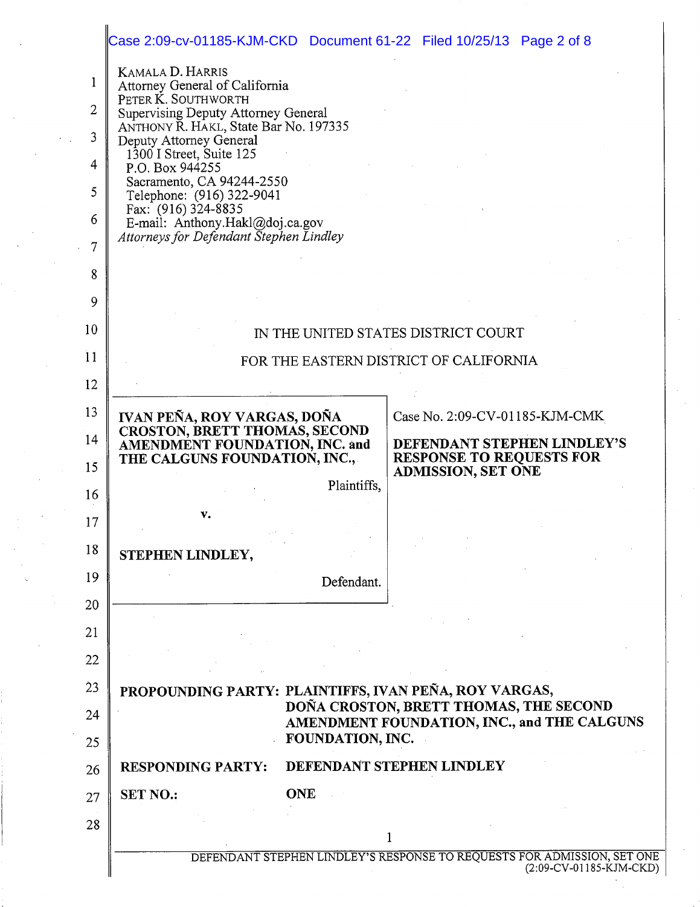KAMALA D. HARRIS
Attorney General of California
PETER K. SOUTHWORTH
Supervising Deputy Attorney General
ANTHONY R. HAKL, State Bar No. 197335
Deputy Attorney General
1300 I Street, Suite 125
P.O. Box 944255
Sacramento, CA 94244-2550
Telephone: (916) 322-9041
Fax: (916) 324-8835
E-mail: Anthony.Hakl@doj.ca.gov
*Attorneys for Defendant Stephen Lindley*

IN THE UNITED STATES DISTRICT COURT

FOR THE EASTERN DISTRICT OF CALIFORNIA

**IVAN PEÑA, ROY VARGAS, DOÑA CROSTON, BRETT THOMAS, SECOND AMENDMENT FOUNDATION, INC. and THE CALGUNS FOUNDATION, INC.,**

Plaintiffs,

**v.**

**STEPHEN LINDLEY,**

Defendant.

Case No. 2:09-CV-01185-KJM-CMK

**DEFENDANT STEPHEN LINDLEY'S RESPONSE TO REQUESTS FOR ADMISSION, SET ONE**

**PROPOUNDING PARTY:** **PLAINTIFFS, IVAN PEÑA, ROY VARGAS, DOÑA CROSTON, BRETT THOMAS, THE SECOND AMENDMENT FOUNDATION, INC., and THE CALGUNS FOUNDATION, INC.**

**RESPONDING PARTY:** **DEFENDANT STEPHEN LINDLEY**

**SET NO.:** **ONE**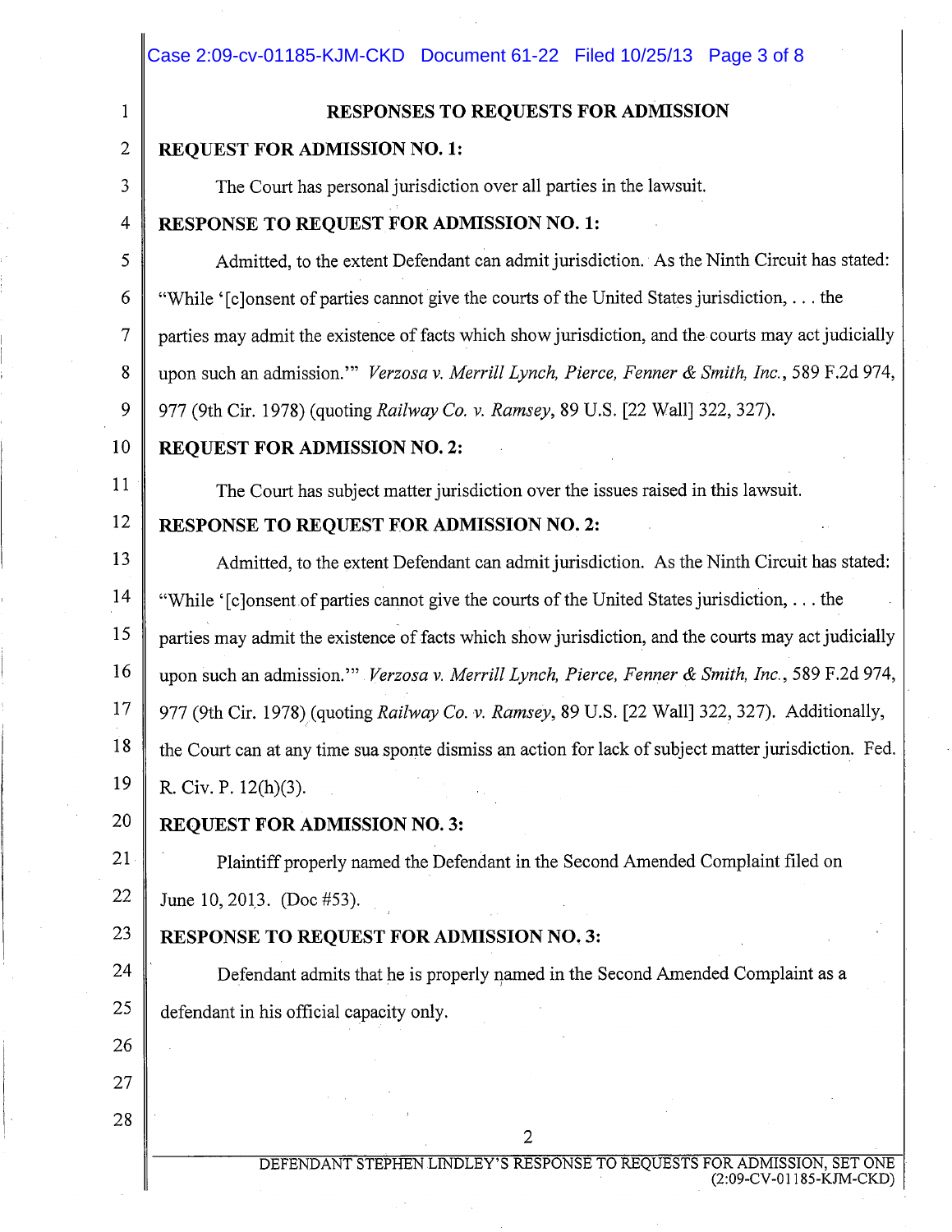## RESPONSES TO REQUESTS FOR ADMISSION

**REQUEST FOR ADMISSION NO. 1:**

The Court has personal jurisdiction over all parties in the lawsuit.

**RESPONSE TO REQUEST FOR ADMISSION NO. 1:**

Admitted, to the extent Defendant can admit jurisdiction. As the Ninth Circuit has stated: "While '[c]onsent of parties cannot give the courts of the United States jurisdiction, . . . the parties may admit the existence of facts which show jurisdiction, and the courts may act judicially upon such an admission.'" *Verzosa v. Merrill Lynch, Pierce, Fenner & Smith, Inc.*, 589 F.2d 974, 977 (9th Cir. 1978) (quoting *Railway Co. v. Ramsey*, 89 U.S. [22 Wall] 322, 327).

**REQUEST FOR ADMISSION NO. 2:**

The Court has subject matter jurisdiction over the issues raised in this lawsuit.

**RESPONSE TO REQUEST FOR ADMISSION NO. 2:**

Admitted, to the extent Defendant can admit jurisdiction. As the Ninth Circuit has stated: "While '[c]onsent of parties cannot give the courts of the United States jurisdiction, . . . the parties may admit the existence of facts which show jurisdiction, and the courts may act judicially upon such an admission.'" *Verzosa v. Merrill Lynch, Pierce, Fenner & Smith, Inc.*, 589 F.2d 974, 977 (9th Cir. 1978) (quoting *Railway Co. v. Ramsey*, 89 U.S. [22 Wall] 322, 327). Additionally, the Court can at any time sua sponte dismiss an action for lack of subject matter jurisdiction. Fed. R. Civ. P. 12(h)(3).

**REQUEST FOR ADMISSION NO. 3:**

Plaintiff properly named the Defendant in the Second Amended Complaint filed on June 10, 2013. (Doc #53).

**RESPONSE TO REQUEST FOR ADMISSION NO. 3:**

Defendant admits that he is properly named in the Second Amended Complaint as a defendant in his official capacity only.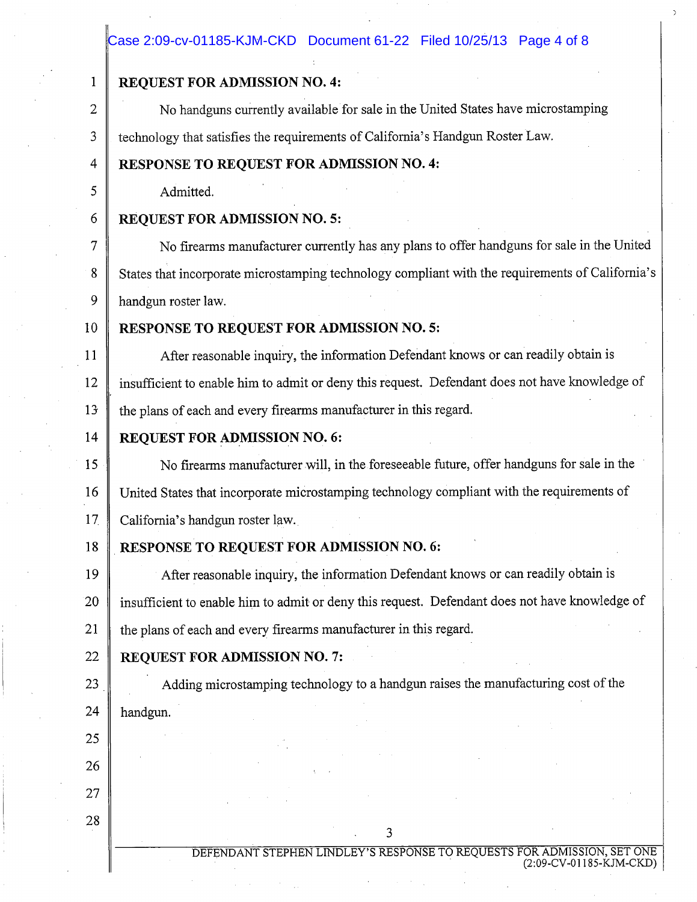**REQUEST FOR ADMISSION NO. 4:**

No handguns currently available for sale in the United States have microstamping technology that satisfies the requirements of California's Handgun Roster Law.

**RESPONSE TO REQUEST FOR ADMISSION NO. 4:**

Admitted.

**REQUEST FOR ADMISSION NO. 5:**

No firearms manufacturer currently has any plans to offer handguns for sale in the United States that incorporate microstamping technology compliant with the requirements of California's handgun roster law.

**RESPONSE TO REQUEST FOR ADMISSION NO. 5:**

After reasonable inquiry, the information Defendant knows or can readily obtain is insufficient to enable him to admit or deny this request. Defendant does not have knowledge of the plans of each and every firearms manufacturer in this regard.

**REQUEST FOR ADMISSION NO. 6:**

No firearms manufacturer will, in the foreseeable future, offer handguns for sale in the United States that incorporate microstamping technology compliant with the requirements of California's handgun roster law.

**RESPONSE TO REQUEST FOR ADMISSION NO. 6:**

After reasonable inquiry, the information Defendant knows or can readily obtain is insufficient to enable him to admit or deny this request. Defendant does not have knowledge of the plans of each and every firearms manufacturer in this regard.

**REQUEST FOR ADMISSION NO. 7:**

Adding microstamping technology to a handgun raises the manufacturing cost of the handgun.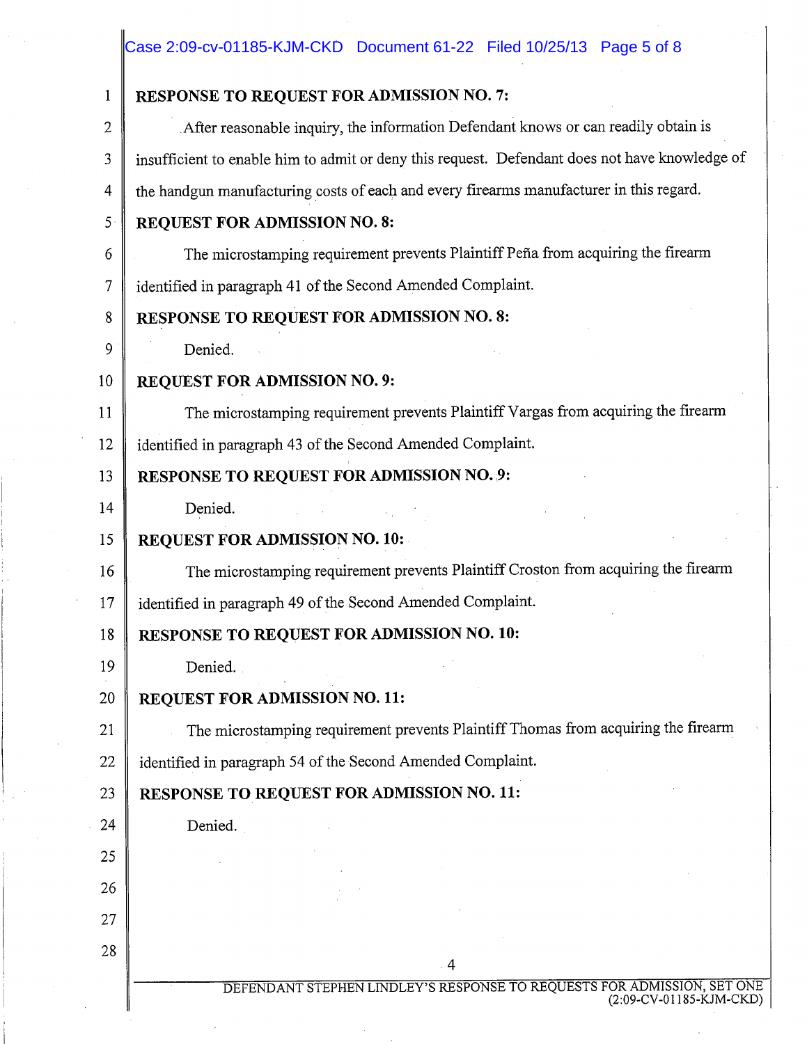**RESPONSE TO REQUEST FOR ADMISSION NO. 7:**

After reasonable inquiry, the information Defendant knows or can readily obtain is insufficient to enable him to admit or deny this request. Defendant does not have knowledge of the handgun manufacturing costs of each and every firearms manufacturer in this regard.

**REQUEST FOR ADMISSION NO. 8:**

The microstamping requirement prevents Plaintiff Peña from acquiring the firearm identified in paragraph 41 of the Second Amended Complaint.

**RESPONSE TO REQUEST FOR ADMISSION NO. 8:**

Denied.

**REQUEST FOR ADMISSION NO. 9:**

The microstamping requirement prevents Plaintiff Vargas from acquiring the firearm identified in paragraph 43 of the Second Amended Complaint.

**RESPONSE TO REQUEST FOR ADMISSION NO. 9:**

Denied.

**REQUEST FOR ADMISSION NO. 10:**

The microstamping requirement prevents Plaintiff Croston from acquiring the firearm identified in paragraph 49 of the Second Amended Complaint.

**RESPONSE TO REQUEST FOR ADMISSION NO. 10:**

Denied.

**REQUEST FOR ADMISSION NO. 11:**

The microstamping requirement prevents Plaintiff Thomas from acquiring the firearm identified in paragraph 54 of the Second Amended Complaint.

**RESPONSE TO REQUEST FOR ADMISSION NO. 11:**

Denied.

DEFENDANT STEPHEN LINDLEY'S RESPONSE TO REQUESTS FOR ADMISSION, SET ONE (2:09-CV-01185-KJM-CKD)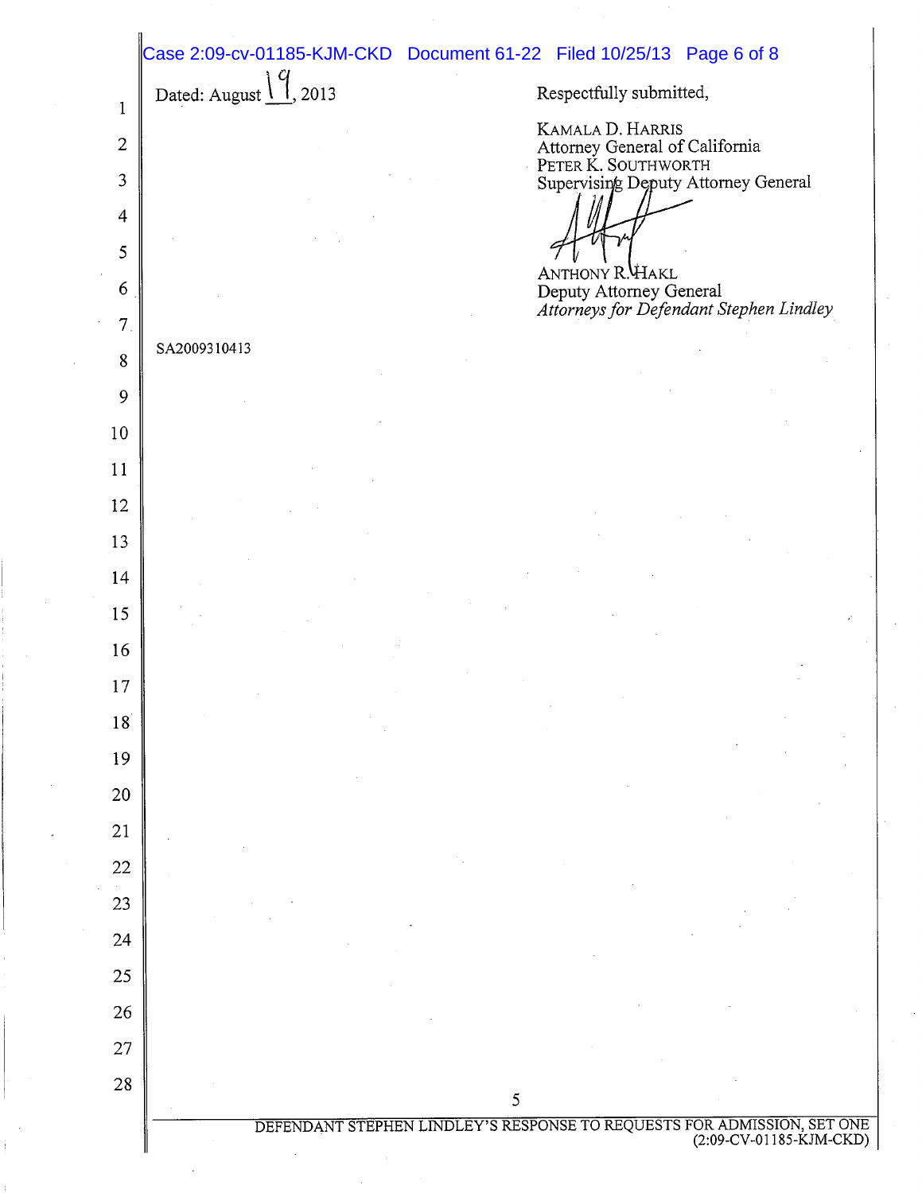Dated: August 19, 2013

Respectfully submitted,

KAMALA D. HARRIS
Attorney General of California
PETER K. SOUTHWORTH
Supervising Deputy Attorney General

ANTHONY R. HAKL
Deputy Attorney General
*Attorneys for Defendant Stephen Lindley*

SA2009310413

DEFENDANT STEPHEN LINDLEY'S RESPONSE TO REQUESTS FOR ADMISSION, SET ONE
(2:09-CV-01185-KJM-CKD)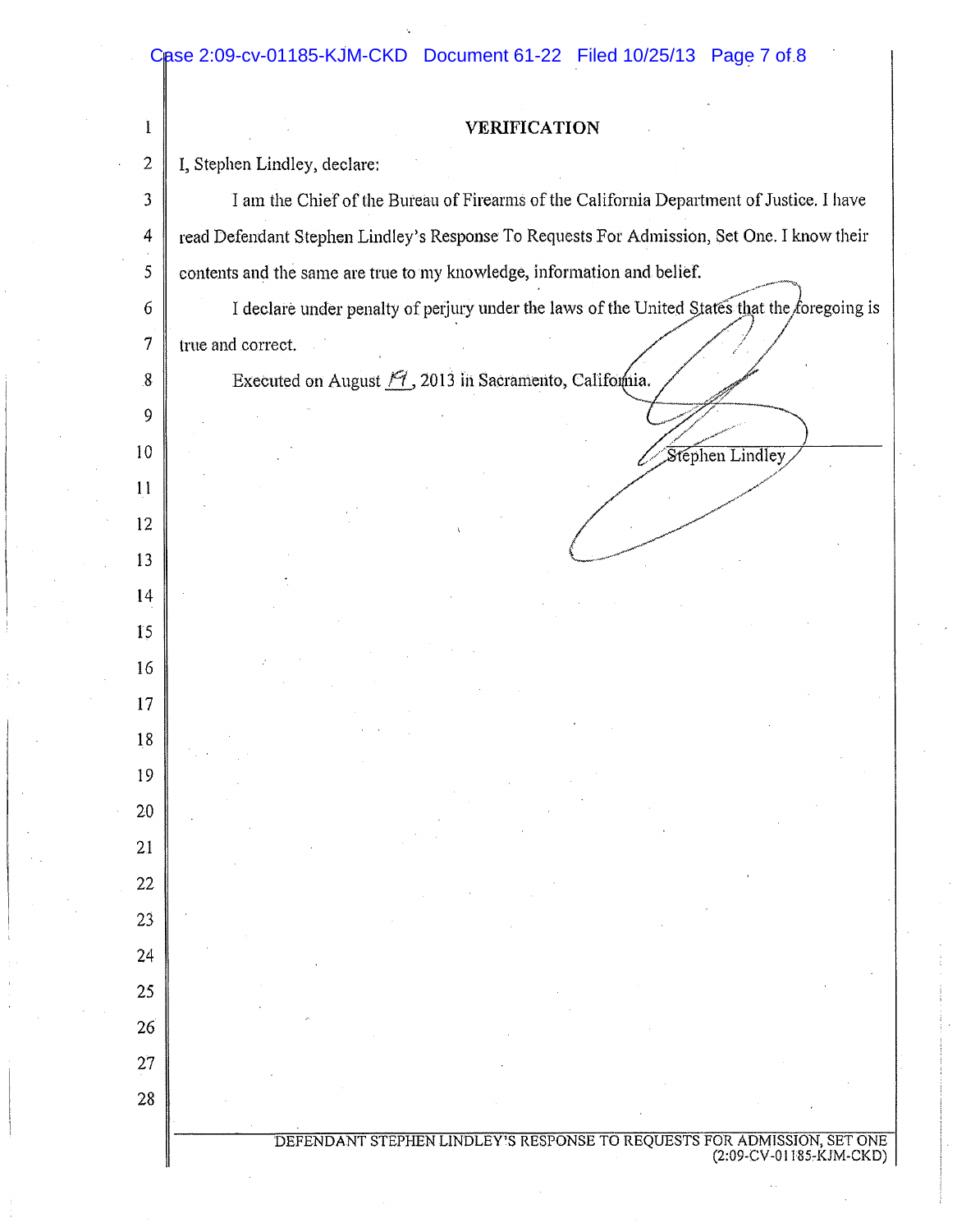## VERIFICATION

I, Stephen Lindley, declare:

I am the Chief of the Bureau of Firearms of the California Department of Justice. I have read Defendant Stephen Lindley's Response To Requests For Admission, Set One. I know their contents and the same are true to my knowledge, information and belief.

I declare under penalty of perjury under the laws of the United States that the foregoing is true and correct.

Executed on August 19, 2013 in Sacramento, California.

Stephen Lindley

DEFENDANT STEPHEN LINDLEY'S RESPONSE TO REQUESTS FOR ADMISSION, SET ONE (2:09-CV-01185-KJM-CKD)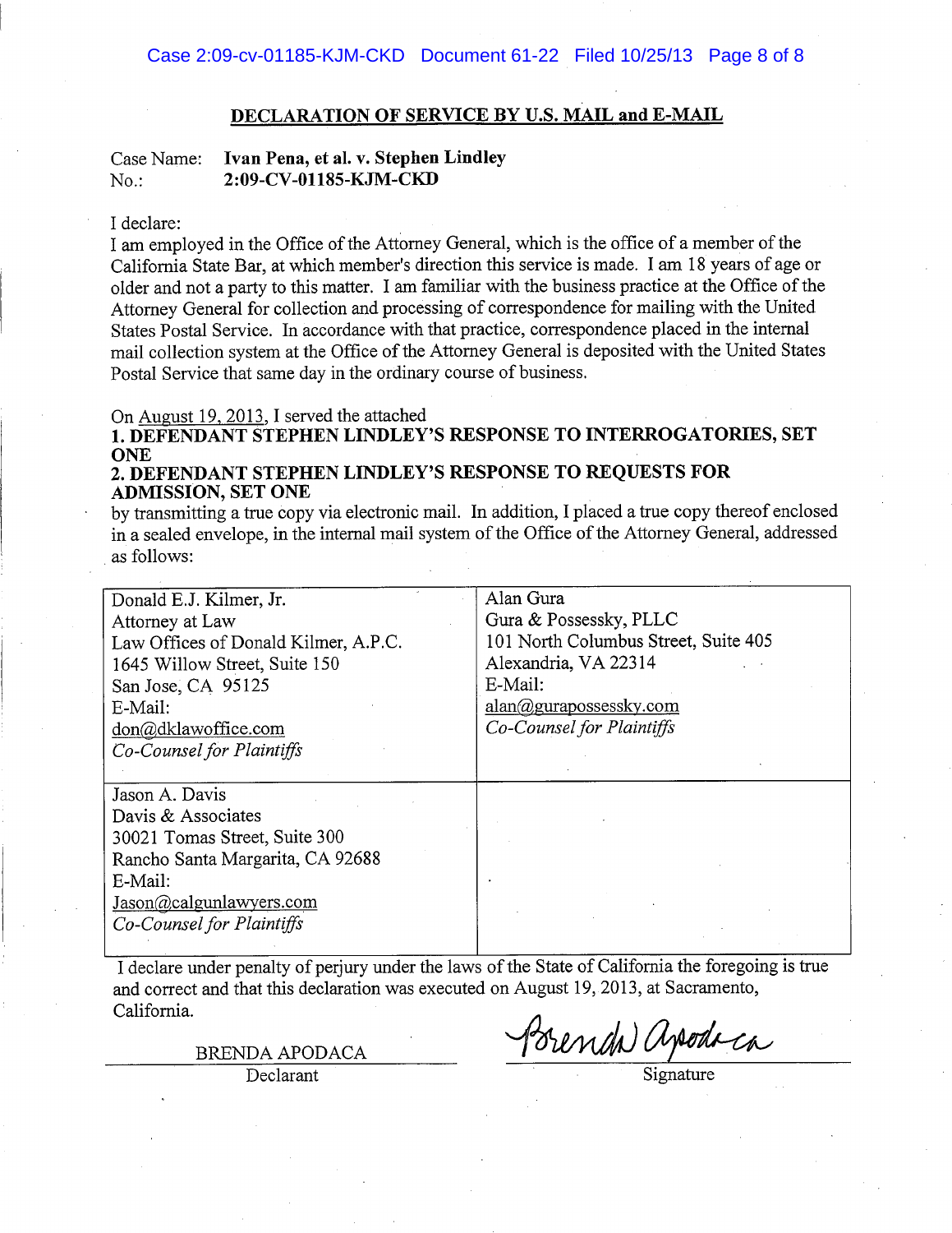## DECLARATION OF SERVICE BY U.S. MAIL and E-MAIL

Case Name: **Ivan Pena, et al. v. Stephen Lindley**
No.: **2:09-CV-01185-KJM-CKD**

I declare:

I am employed in the Office of the Attorney General, which is the office of a member of the California State Bar, at which member's direction this service is made. I am 18 years of age or older and not a party to this matter. I am familiar with the business practice at the Office of the Attorney General for collection and processing of correspondence for mailing with the United States Postal Service. In accordance with that practice, correspondence placed in the internal mail collection system at the Office of the Attorney General is deposited with the United States Postal Service that same day in the ordinary course of business.

On August 19, 2013, I served the attached

**1. DEFENDANT STEPHEN LINDLEY'S RESPONSE TO INTERROGATORIES, SET ONE**
**2. DEFENDANT STEPHEN LINDLEY'S RESPONSE TO REQUESTS FOR ADMISSION, SET ONE**

by transmitting a true copy via electronic mail. In addition, I placed a true copy thereof enclosed in a sealed envelope, in the internal mail system of the Office of the Attorney General, addressed as follows:

| | |
|---|---|
| Donald E.J. Kilmer, Jr.<br>Attorney at Law<br>Law Offices of Donald Kilmer, A.P.C.<br>1645 Willow Street, Suite 150<br>San Jose, CA 95125<br>E-Mail:<br>don@dklawoffice.com<br>*Co-Counsel for Plaintiffs* | Alan Gura<br>Gura & Possessky, PLLC<br>101 North Columbus Street, Suite 405<br>Alexandria, VA 22314<br>E-Mail:<br>alan@gurapossessky.com<br>*Co-Counsel for Plaintiffs* |
| Jason A. Davis<br>Davis & Associates<br>30021 Tomas Street, Suite 300<br>Rancho Santa Margarita, CA 92688<br>E-Mail:<br>Jason@calgunlawyers.com<br>*Co-Counsel for Plaintiffs* | |

I declare under penalty of perjury under the laws of the State of California the foregoing is true and correct and that this declaration was executed on August 19, 2013, at Sacramento, California.

| | |
|---|---|
| BRENDA APODACA | Brenda Apodaca |
| Declarant | Signature |